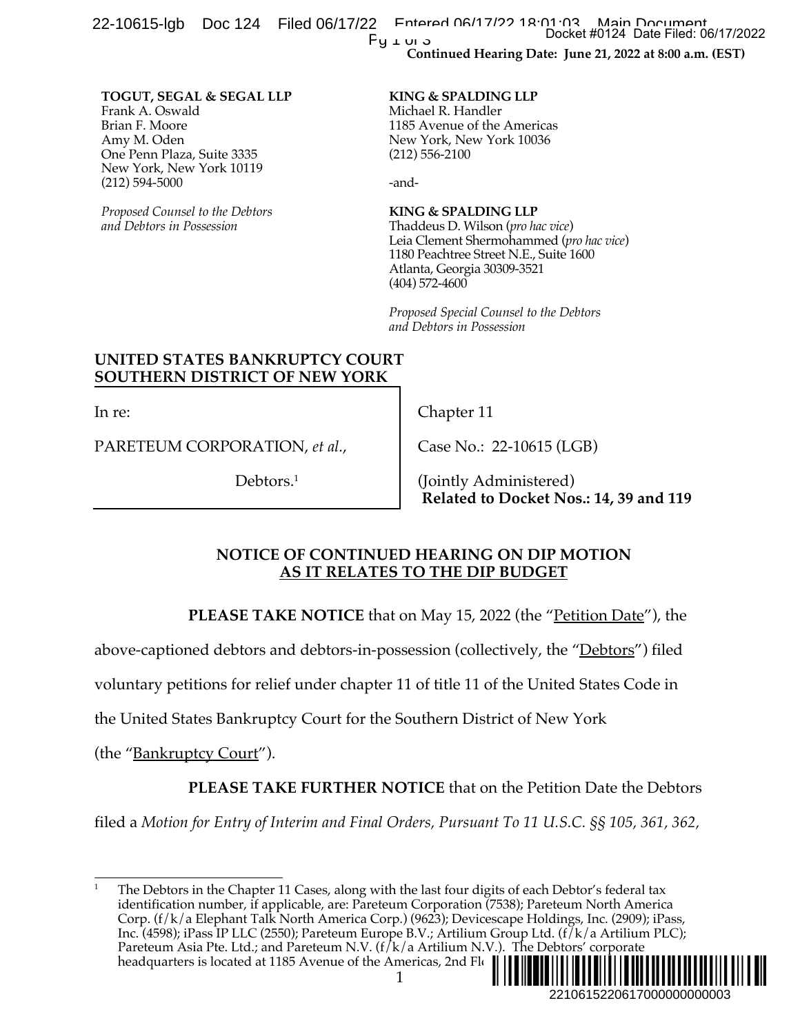**Continued Hearing Date: June 21, 2022 at 8:00 a.m. (EST)**

**TOGUT, SEGAL & SEGAL LLP**
Frank A. Oswald
Brian F. Moore
Amy M. Oden
One Penn Plaza, Suite 3335
New York, New York 10119
(212) 594-5000

*Proposed Counsel to the Debtors and Debtors in Possession*

**KING & SPALDING LLP**
Michael R. Handler
1185 Avenue of the Americas
New York, New York 10036
(212) 556-2100

-and-

**KING & SPALDING LLP**
Thaddeus D. Wilson (*pro hac vice*)
Leia Clement Shermohammed (*pro hac vice*)
1180 Peachtree Street N.E., Suite 1600
Atlanta, Georgia 30309-3521
(404) 572-4600

*Proposed Special Counsel to the Debtors and Debtors in Possession*

**UNITED STATES BANKRUPTCY COURT**
**SOUTHERN DISTRICT OF NEW YORK**

| | |
|---|---|
| In re: | Chapter 11 |
| PARETEUM CORPORATION, *et al.*, | Case No.: 22-10615 (LGB) |
| Debtors.[1] | (Jointly Administered) **Related to Docket Nos.: 14, 39 and 119** |

**NOTICE OF CONTINUED HEARING ON DIP MOTION**
**AS IT RELATES TO THE DIP BUDGET**

**PLEASE TAKE NOTICE** that on May 15, 2022 (the "Petition Date"), the above-captioned debtors and debtors-in-possession (collectively, the "Debtors") filed voluntary petitions for relief under chapter 11 of title 11 of the United States Code in the United States Bankruptcy Court for the Southern District of New York (the "Bankruptcy Court").

**PLEASE TAKE FURTHER NOTICE** that on the Petition Date the Debtors filed a *Motion for Entry of Interim and Final Orders, Pursuant To 11 U.S.C. §§ 105, 361, 362,*

[1] The Debtors in the Chapter 11 Cases, along with the last four digits of each Debtor's federal tax identification number, if applicable, are: Pareteum Corporation (7538); Pareteum North America Corp. (f/k/a Elephant Talk North America Corp.) (9623); Devicescape Holdings, Inc. (2909); iPass, Inc. (4598); iPass IP LLC (2550); Pareteum Europe B.V.; Artilium Group Ltd. (f/k/a Artilium PLC); Pareteum Asia Pte. Ltd.; and Pareteum N.V. (f/k/a Artilium N.V.). The Debtors' corporate headquarters is located at 1185 Avenue of the Americas, 2nd Fl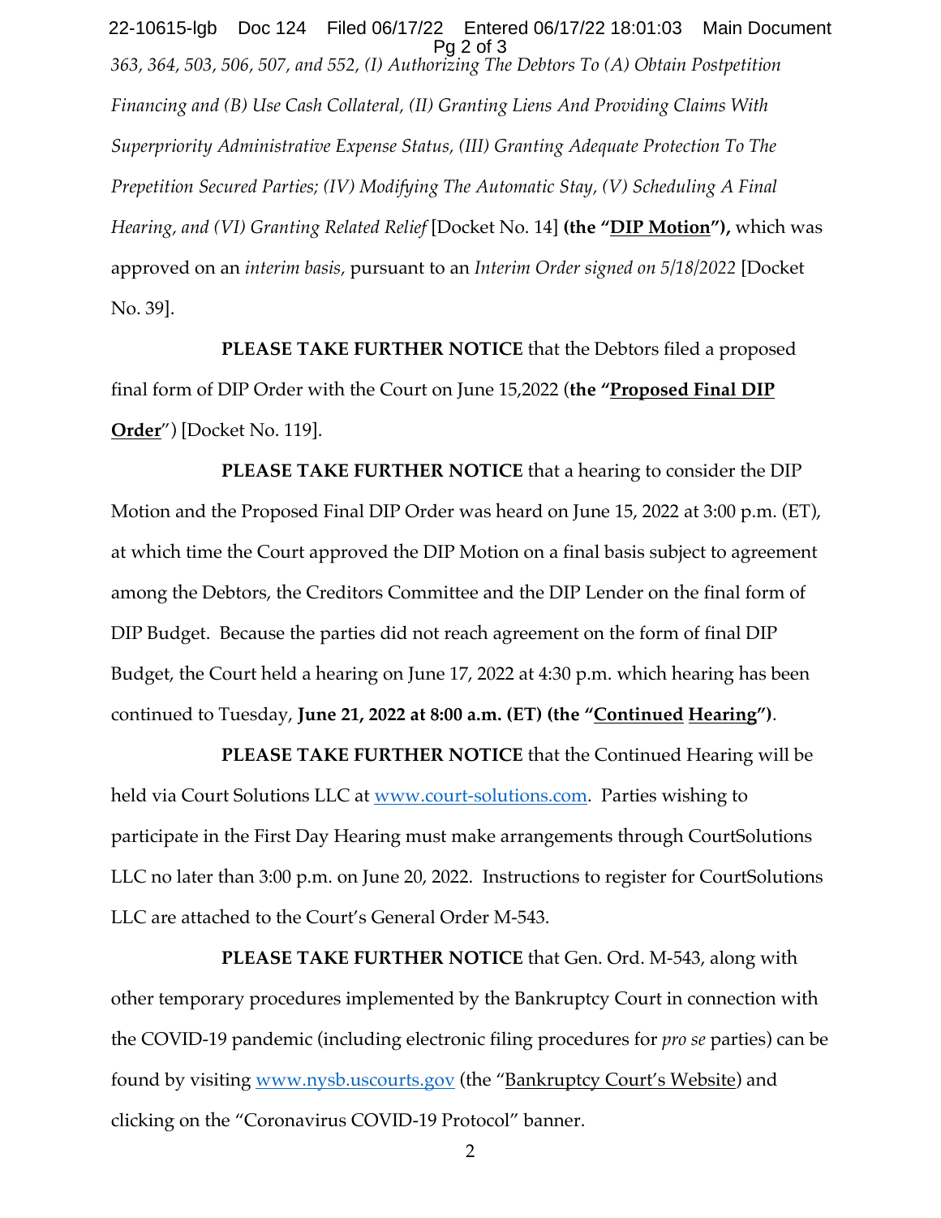*363, 364, 503, 506, 507, and 552, (I) Authorizing The Debtors To (A) Obtain Postpetition Financing and (B) Use Cash Collateral, (II) Granting Liens And Providing Claims With Superpriority Administrative Expense Status, (III) Granting Adequate Protection To The Prepetition Secured Parties; (IV) Modifying The Automatic Stay, (V) Scheduling A Final Hearing, and (VI) Granting Related Relief* [Docket No. 14] **(the "DIP Motion"),** which was approved on an *interim basis*, pursuant to an *Interim Order signed on 5/18/2022* [Docket No. 39].

**PLEASE TAKE FURTHER NOTICE** that the Debtors filed a proposed final form of DIP Order with the Court on June 15,2022 (**the "Proposed Final DIP Order**") [Docket No. 119].

**PLEASE TAKE FURTHER NOTICE** that a hearing to consider the DIP Motion and the Proposed Final DIP Order was heard on June 15, 2022 at 3:00 p.m. (ET), at which time the Court approved the DIP Motion on a final basis subject to agreement among the Debtors, the Creditors Committee and the DIP Lender on the final form of DIP Budget. Because the parties did not reach agreement on the form of final DIP Budget, the Court held a hearing on June 17, 2022 at 4:30 p.m. which hearing has been continued to Tuesday, **June 21, 2022 at 8:00 a.m. (ET) (the "Continued Hearing")**.

**PLEASE TAKE FURTHER NOTICE** that the Continued Hearing will be held via Court Solutions LLC at www.court-solutions.com. Parties wishing to participate in the First Day Hearing must make arrangements through CourtSolutions LLC no later than 3:00 p.m. on June 20, 2022. Instructions to register for CourtSolutions LLC are attached to the Court's General Order M-543.

**PLEASE TAKE FURTHER NOTICE** that Gen. Ord. M-543, along with other temporary procedures implemented by the Bankruptcy Court in connection with the COVID-19 pandemic (including electronic filing procedures for *pro se* parties) can be found by visiting www.nysb.uscourts.gov (the "Bankruptcy Court's Website) and clicking on the "Coronavirus COVID-19 Protocol" banner.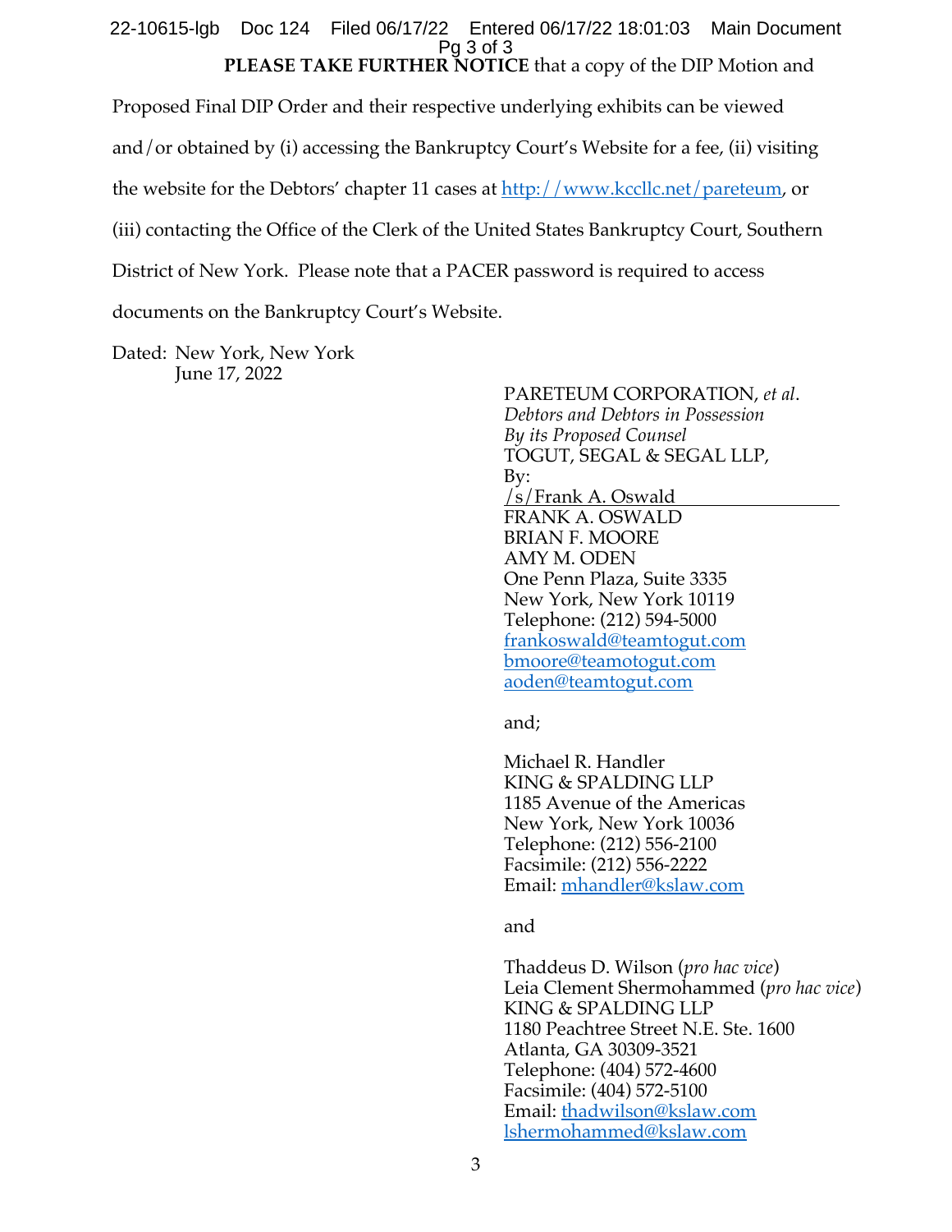**PLEASE TAKE FURTHER NOTICE** that a copy of the DIP Motion and Proposed Final DIP Order and their respective underlying exhibits can be viewed and/or obtained by (i) accessing the Bankruptcy Court's Website for a fee, (ii) visiting the website for the Debtors' chapter 11 cases at http://www.kccllc.net/pareteum, or (iii) contacting the Office of the Clerk of the United States Bankruptcy Court, Southern District of New York. Please note that a PACER password is required to access documents on the Bankruptcy Court's Website.

Dated: New York, New York
June 17, 2022

PARETEUM CORPORATION, *et al*.
*Debtors and Debtors in Possession*
*By its Proposed Counsel*
TOGUT, SEGAL & SEGAL LLP,
By:
/s/Frank A. Oswald
FRANK A. OSWALD
BRIAN F. MOORE
AMY M. ODEN
One Penn Plaza, Suite 3335
New York, New York 10119
Telephone: (212) 594-5000
frankoswald@teamtogut.com
bmoore@teamotogut.com
aoden@teamtogut.com

and;

Michael R. Handler
KING & SPALDING LLP
1185 Avenue of the Americas
New York, New York 10036
Telephone: (212) 556-2100
Facsimile: (212) 556-2222
Email: mhandler@kslaw.com

and

Thaddeus D. Wilson (*pro hac vice*)
Leia Clement Shermohammed (*pro hac vice*)
KING & SPALDING LLP
1180 Peachtree Street N.E. Ste. 1600
Atlanta, GA 30309-3521
Telephone: (404) 572-4600
Facsimile: (404) 572-5100
Email: thadwilson@kslaw.com
lshermohammed@kslaw.com